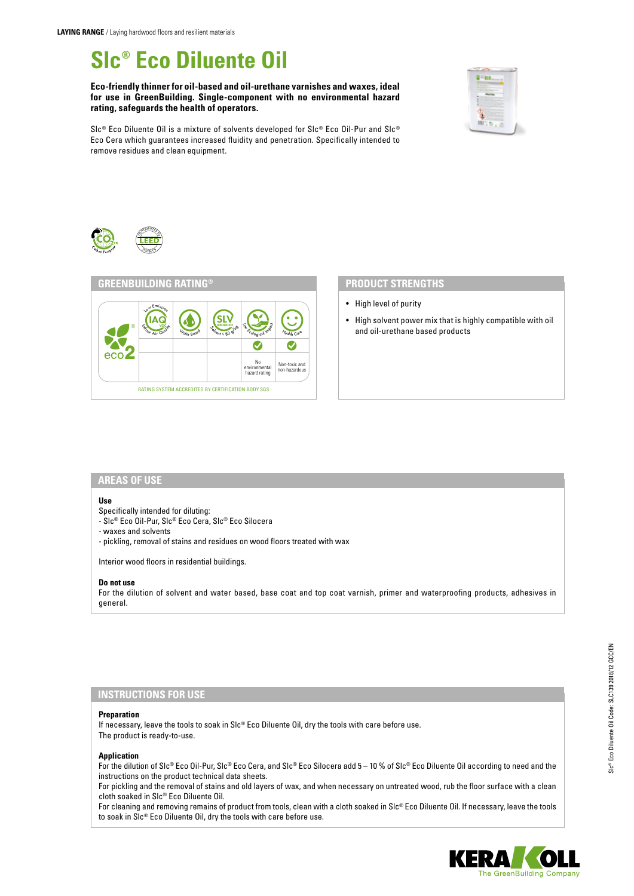**LAYING RANGE** / Laying hardwood floors and resilient materials

# Slc® Eco Diluente Oil

**Eco-friendly thinner for oil-based and oil-urethane varnishes and waxes, ideal for use in GreenBuilding. Single-component with no environmental hazard rating, safeguards the health of operators.**

Slc® Eco Diluente Oil is a mixture of solvents developed for Slc® Eco Oil-Pur and Slc® Eco Cera which guarantees increased fluidity and penetration. Specifically intended to remove residues and clean equipment.

## GREENBUILDING RATING®

| eco2 | Low Emission IAQ VOC Indoor Air Quality | Water Based | SLV Reduced Solvent ≤ 80 g/kg | Low Ecological Impact | Health Care |
|---|---|---|---|---|---|
| | | | | ✓ | ✓ |
| | | | | No environmental hazard rating | Non-toxic and non-hazardous |

RATING SYSTEM ACCREDITED BY CERTIFICATION BODY SGS

## PRODUCT STRENGTHS

- High level of purity
- High solvent power mix that is highly compatible with oil and oil-urethane based products

## AREAS OF USE

**Use**

Specifically intended for diluting:
- Slc® Eco Oil-Pur, Slc® Eco Cera, Slc® Eco Silocera
- waxes and solvents
- pickling, removal of stains and residues on wood floors treated with wax

Interior wood floors in residential buildings.

**Do not use**

For the dilution of solvent and water based, base coat and top coat varnish, primer and waterproofing products, adhesives in general.

## INSTRUCTIONS FOR USE

**Preparation**

If necessary, leave the tools to soak in Slc® Eco Diluente Oil, dry the tools with care before use.
The product is ready-to-use.

**Application**

For the dilution of Slc® Eco Oil-Pur, Slc® Eco Cera, and Slc® Eco Silocera add 5 – 10 % of Slc® Eco Diluente Oil according to need and the instructions on the product technical data sheets.
For pickling and the removal of stains and old layers of wax, and when necessary on untreated wood, rub the floor surface with a clean cloth soaked in Slc® Eco Diluente Oil.
For cleaning and removing remains of product from tools, clean with a cloth soaked in Slc® Eco Diluente Oil. If necessary, leave the tools to soak in Slc® Eco Diluente Oil, dry the tools with care before use.

Slc® Eco Diluente Oil Code: SLC139 2018/12 GCC/EN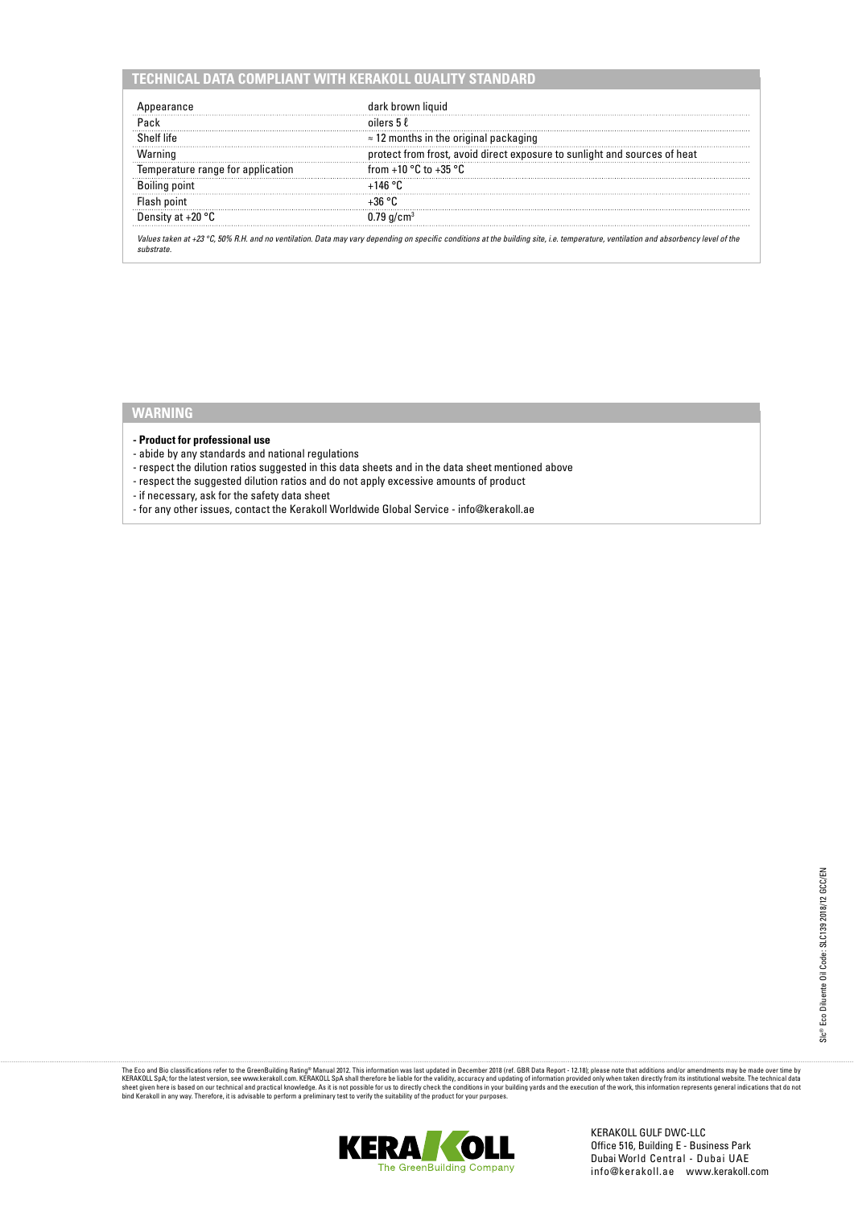## TECHNICAL DATA COMPLIANT WITH KERAKOLL QUALITY STANDARD

| | |
|---|---|
| Appearance | dark brown liquid |
| Pack | oilers 5 ℓ |
| Shelf life | ≈ 12 months in the original packaging |
| Warning | protect from frost, avoid direct exposure to sunlight and sources of heat |
| Temperature range for application | from +10 °C to +35 °C |
| Boiling point | +146 °C |
| Flash point | +36 °C |
| Density at +20 °C | 0.79 g/cm$^3$ |

*Values taken at +23 °C, 50% R.H. and no ventilation. Data may vary depending on specific conditions at the building site, i.e. temperature, ventilation and absorbency level of the substrate.*

## WARNING

- **Product for professional use**
- abide by any standards and national regulations
- respect the dilution ratios suggested in this data sheets and in the data sheet mentioned above
- respect the suggested dilution ratios and do not apply excessive amounts of product
- if necessary, ask for the safety data sheet
- for any other issues, contact the Kerakoll Worldwide Global Service - info@kerakoll.ae

Slc® Eco Diluente Oil Code: SLC139 2018/12 GCC/EN

The Eco and Bio classifications refer to the GreenBuilding Rating® Manual 2012. This information was last updated in December 2018 (ref. GBR Data Report - 12.18); please note that additions and/or amendments may be made over time by KERAKOLL SpA; for the latest version, see www.kerakoll.com. KERAKOLL SpA shall therefore be liable for the validity, accuracy and updating of information provided only when taken directly from its institutional website. The technical data sheet given here is based on our technical and practical knowledge. As it is not possible for us to directly check the conditions in your building yards and the execution of the work, this information represents general indications that do not bind Kerakoll in any way. Therefore, it is advisable to perform a preliminary test to verify the suitability of the product for your purposes.

KERAKOLL The GreenBuilding Company

KERAKOLL GULF DWC-LLC
Office 516, Building E - Business Park
Dubai World Central - Dubai UAE
info@kerakoll.ae www.kerakoll.com